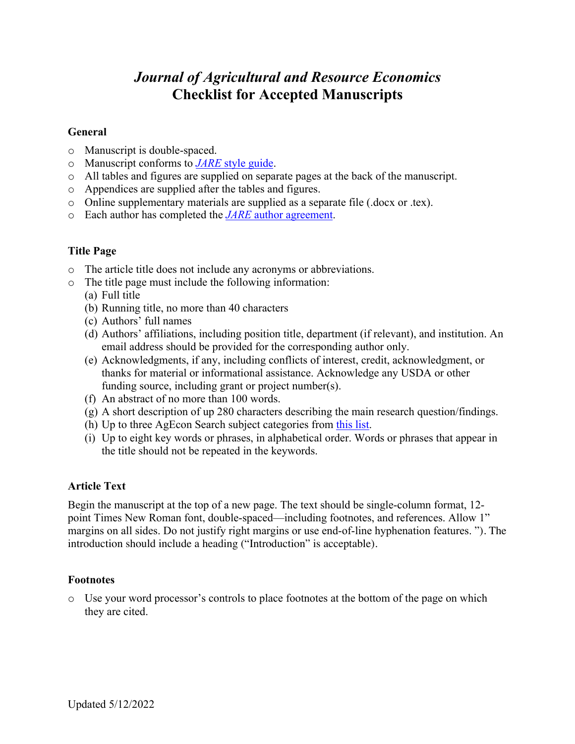# *Journal of Agricultural and Resource Economics*
# Checklist for Accepted Manuscripts

## General

- Manuscript is double-spaced.
- Manuscript conforms to [*JARE* style guide](#).
- All tables and figures are supplied on separate pages at the back of the manuscript.
- Appendices are supplied after the tables and figures.
- Online supplementary materials are supplied as a separate file (.docx or .tex).
- Each author has completed the [*JARE* author agreement](#).

## Title Page

- The article title does not include any acronyms or abbreviations.
- The title page must include the following information:
  - (a) Full title
  - (b) Running title, no more than 40 characters
  - (c) Authors' full names
  - (d) Authors' affiliations, including position title, department (if relevant), and institution. An email address should be provided for the corresponding author only.
  - (e) Acknowledgments, if any, including conflicts of interest, credit, acknowledgment, or thanks for material or informational assistance. Acknowledge any USDA or other funding source, including grant or project number(s).
  - (f) An abstract of no more than 100 words.
  - (g) A short description of up 280 characters describing the main research question/findings.
  - (h) Up to three AgEcon Search subject categories from [this list](#).
  - (i) Up to eight key words or phrases, in alphabetical order. Words or phrases that appear in the title should not be repeated in the keywords.

## Article Text

Begin the manuscript at the top of a new page. The text should be single-column format, 12-point Times New Roman font, double-spaced—including footnotes, and references. Allow 1" margins on all sides. Do not justify right margins or use end-of-line hyphenation features. "). The introduction should include a heading ("Introduction" is acceptable).

## Footnotes

- Use your word processor's controls to place footnotes at the bottom of the page on which they are cited.

Updated 5/12/2022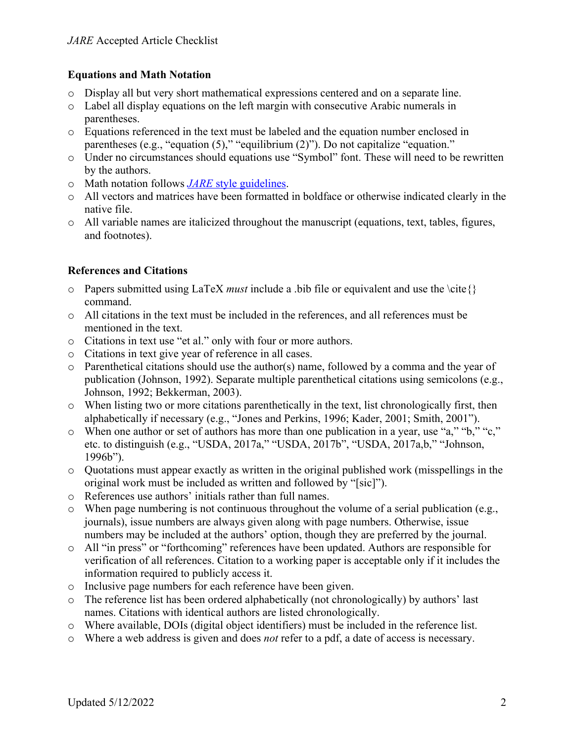## Equations and Math Notation

- Display all but very short mathematical expressions centered and on a separate line.
- Label all display equations on the left margin with consecutive Arabic numerals in parentheses.
- Equations referenced in the text must be labeled and the equation number enclosed in parentheses (e.g., "equation (5)," "equilibrium (2)"). Do not capitalize "equation."
- Under no circumstances should equations use "Symbol" font. These will need to be rewritten by the authors.
- Math notation follows [*JARE* style guidelines](#).
- All vectors and matrices have been formatted in boldface or otherwise indicated clearly in the native file.
- All variable names are italicized throughout the manuscript (equations, text, tables, figures, and footnotes).

## References and Citations

- Papers submitted using LaTeX *must* include a .bib file or equivalent and use the \cite{} command.
- All citations in the text must be included in the references, and all references must be mentioned in the text.
- Citations in text use "et al." only with four or more authors.
- Citations in text give year of reference in all cases.
- Parenthetical citations should use the author(s) name, followed by a comma and the year of publication (Johnson, 1992). Separate multiple parenthetical citations using semicolons (e.g., Johnson, 1992; Bekkerman, 2003).
- When listing two or more citations parenthetically in the text, list chronologically first, then alphabetically if necessary (e.g., "Jones and Perkins, 1996; Kader, 2001; Smith, 2001").
- When one author or set of authors has more than one publication in a year, use "a," "b," "c," etc. to distinguish (e.g., "USDA, 2017a," "USDA, 2017b", "USDA, 2017a,b," "Johnson, 1996b").
- Quotations must appear exactly as written in the original published work (misspellings in the original work must be included as written and followed by "[sic]").
- References use authors' initials rather than full names.
- When page numbering is not continuous throughout the volume of a serial publication (e.g., journals), issue numbers are always given along with page numbers. Otherwise, issue numbers may be included at the authors' option, though they are preferred by the journal.
- All "in press" or "forthcoming" references have been updated. Authors are responsible for verification of all references. Citation to a working paper is acceptable only if it includes the information required to publicly access it.
- Inclusive page numbers for each reference have been given.
- The reference list has been ordered alphabetically (not chronologically) by authors' last names. Citations with identical authors are listed chronologically.
- Where available, DOIs (digital object identifiers) must be included in the reference list.
- Where a web address is given and does *not* refer to a pdf, a date of access is necessary.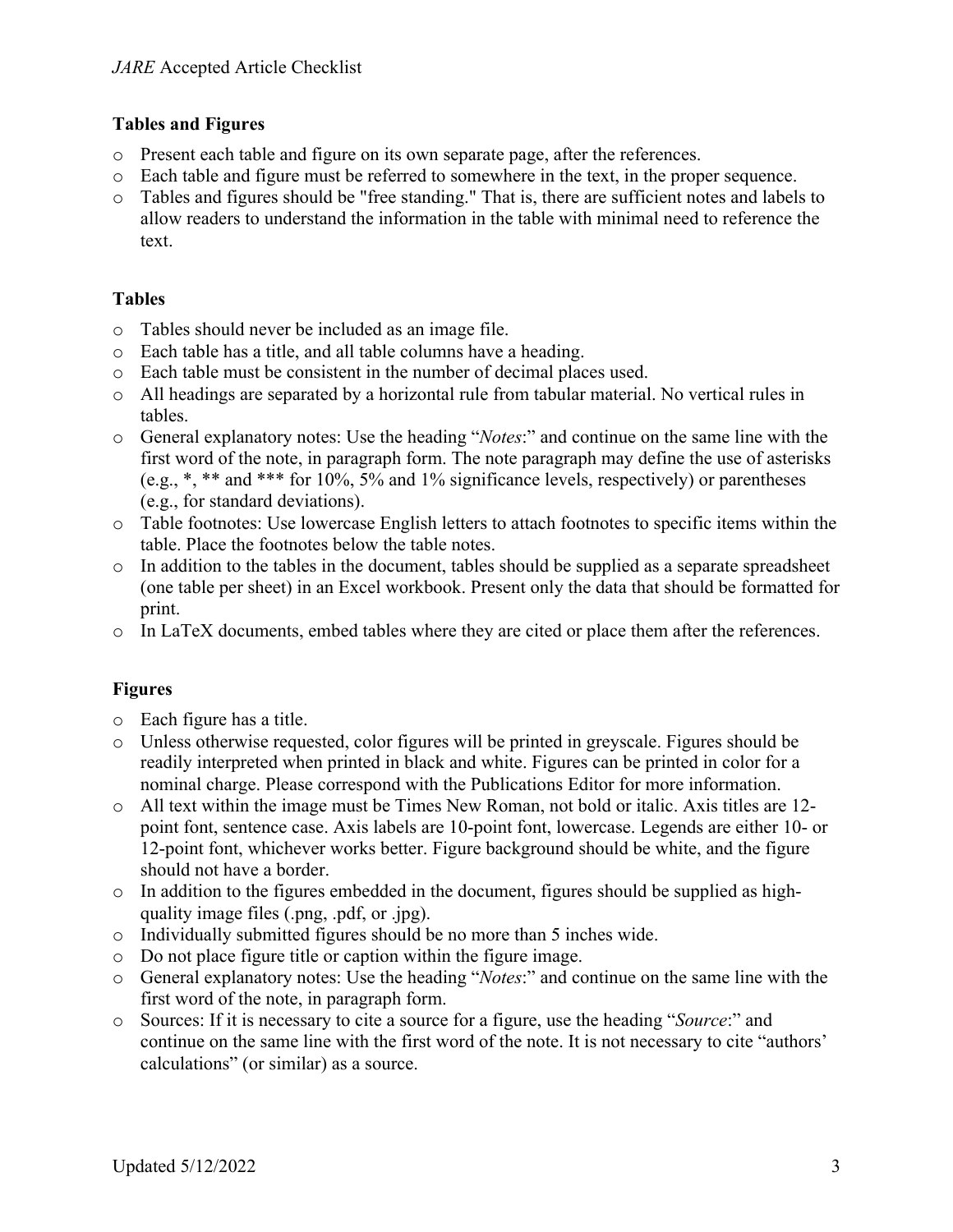## Tables and Figures

- Present each table and figure on its own separate page, after the references.
- Each table and figure must be referred to somewhere in the text, in the proper sequence.
- Tables and figures should be "free standing." That is, there are sufficient notes and labels to allow readers to understand the information in the table with minimal need to reference the text.

## Tables

- Tables should never be included as an image file.
- Each table has a title, and all table columns have a heading.
- Each table must be consistent in the number of decimal places used.
- All headings are separated by a horizontal rule from tabular material. No vertical rules in tables.
- General explanatory notes: Use the heading "*Notes*:" and continue on the same line with the first word of the note, in paragraph form. The note paragraph may define the use of asterisks (e.g., *, ** and *** for 10%, 5% and 1% significance levels, respectively) or parentheses (e.g., for standard deviations).
- Table footnotes: Use lowercase English letters to attach footnotes to specific items within the table. Place the footnotes below the table notes.
- In addition to the tables in the document, tables should be supplied as a separate spreadsheet (one table per sheet) in an Excel workbook. Present only the data that should be formatted for print.
- In LaTeX documents, embed tables where they are cited or place them after the references.

## Figures

- Each figure has a title.
- Unless otherwise requested, color figures will be printed in greyscale. Figures should be readily interpreted when printed in black and white. Figures can be printed in color for a nominal charge. Please correspond with the Publications Editor for more information.
- All text within the image must be Times New Roman, not bold or italic. Axis titles are 12-point font, sentence case. Axis labels are 10-point font, lowercase. Legends are either 10- or 12-point font, whichever works better. Figure background should be white, and the figure should not have a border.
- In addition to the figures embedded in the document, figures should be supplied as high-quality image files (.png, .pdf, or .jpg).
- Individually submitted figures should be no more than 5 inches wide.
- Do not place figure title or caption within the figure image.
- General explanatory notes: Use the heading "*Notes*:" and continue on the same line with the first word of the note, in paragraph form.
- Sources: If it is necessary to cite a source for a figure, use the heading "*Source*:" and continue on the same line with the first word of the note. It is not necessary to cite "authors' calculations" (or similar) as a source.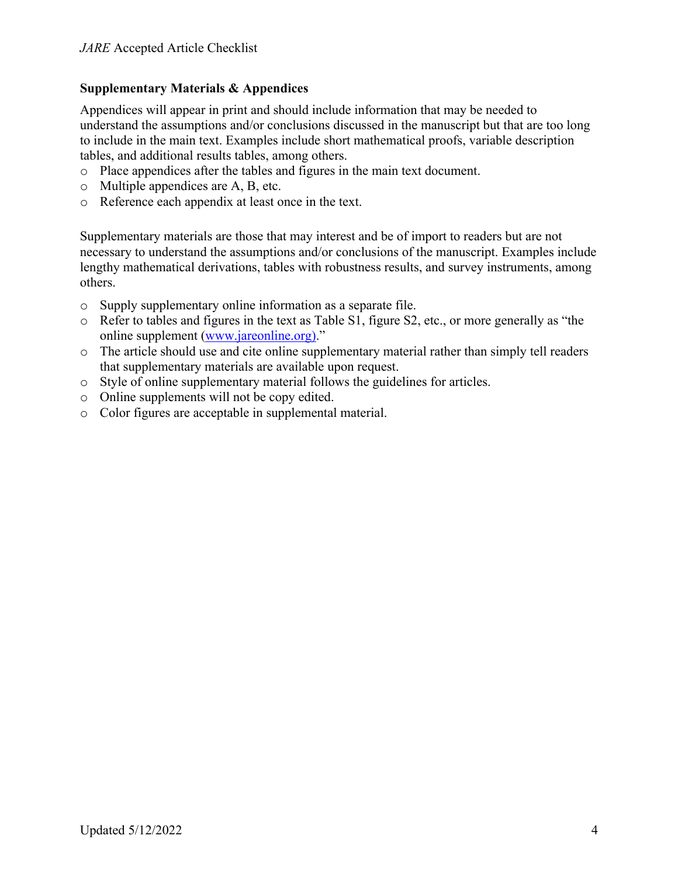**Supplementary Materials & Appendices**

Appendices will appear in print and should include information that may be needed to understand the assumptions and/or conclusions discussed in the manuscript but that are too long to include in the main text. Examples include short mathematical proofs, variable description tables, and additional results tables, among others.

- Place appendices after the tables and figures in the main text document.
- Multiple appendices are A, B, etc.
- Reference each appendix at least once in the text.

Supplementary materials are those that may interest and be of import to readers but are not necessary to understand the assumptions and/or conclusions of the manuscript. Examples include lengthy mathematical derivations, tables with robustness results, and survey instruments, among others.

- Supply supplementary online information as a separate file.
- Refer to tables and figures in the text as Table S1, figure S2, etc., or more generally as "the online supplement (www.jareonline.org)."
- The article should use and cite online supplementary material rather than simply tell readers that supplementary materials are available upon request.
- Style of online supplementary material follows the guidelines for articles.
- Online supplements will not be copy edited.
- Color figures are acceptable in supplemental material.